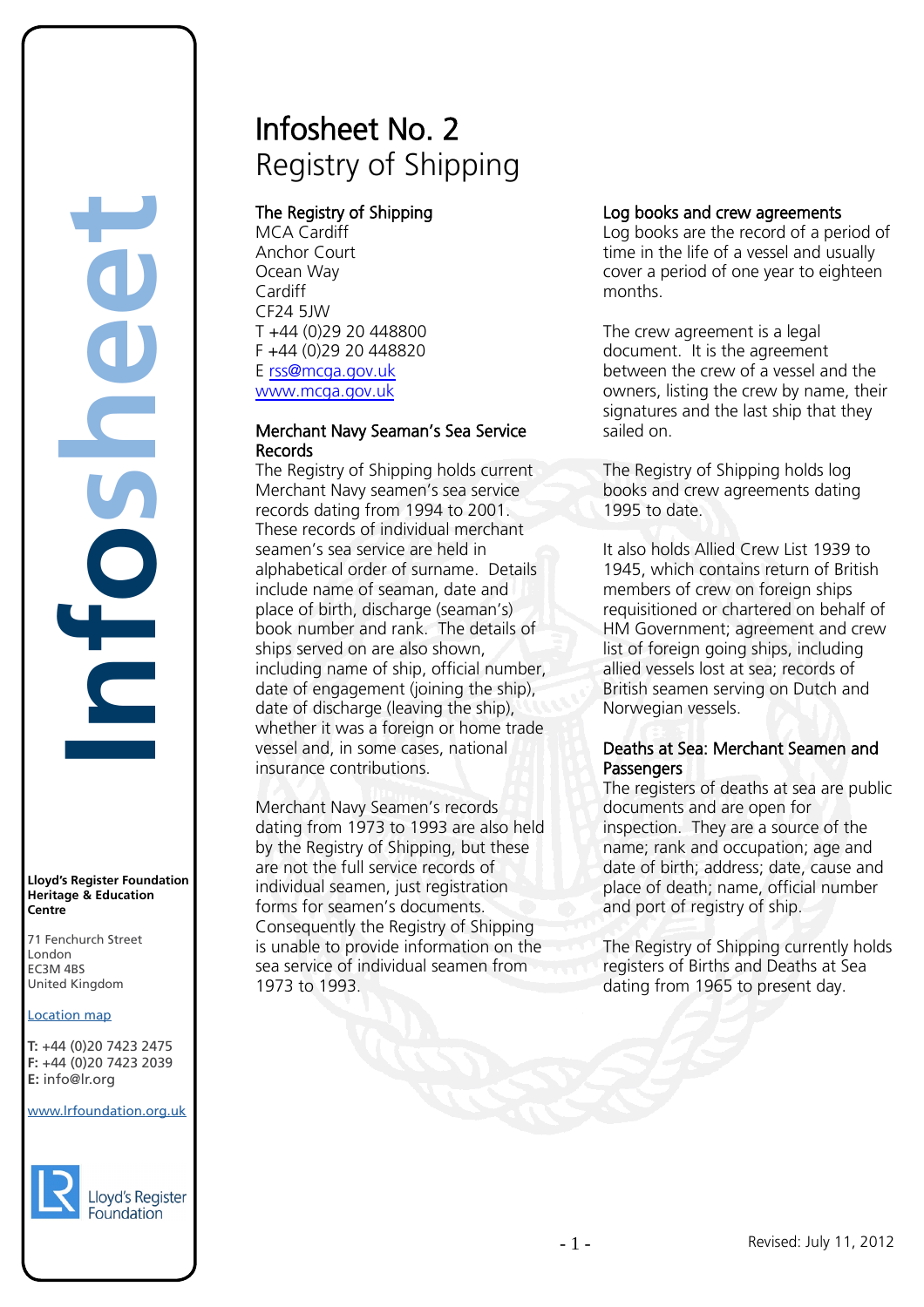# Infosheet No. 2
## Registry of Shipping

### The Registry of Shipping

MCA Cardiff
Anchor Court
Ocean Way
Cardiff
CF24 5JW
T +44 (0)29 20 448800
F +44 (0)29 20 448820
E rss@mcga.gov.uk
www.mcga.gov.uk

### Merchant Navy Seaman's Sea Service Records

The Registry of Shipping holds current Merchant Navy seamen's sea service records dating from 1994 to 2001. These records of individual merchant seamen's sea service are held in alphabetical order of surname. Details include name of seaman, date and place of birth, discharge (seaman's) book number and rank. The details of ships served on are also shown, including name of ship, official number, date of engagement (joining the ship), date of discharge (leaving the ship), whether it was a foreign or home trade vessel and, in some cases, national insurance contributions.

Merchant Navy Seamen's records dating from 1973 to 1993 are also held by the Registry of Shipping, but these are not the full service records of individual seamen, just registration forms for seamen's documents. Consequently the Registry of Shipping is unable to provide information on the sea service of individual seamen from 1973 to 1993.

### Log books and crew agreements

Log books are the record of a period of time in the life of a vessel and usually cover a period of one year to eighteen months.

The crew agreement is a legal document. It is the agreement between the crew of a vessel and the owners, listing the crew by name, their signatures and the last ship that they sailed on.

The Registry of Shipping holds log books and crew agreements dating 1995 to date.

It also holds Allied Crew List 1939 to 1945, which contains return of British members of crew on foreign ships requisitioned or chartered on behalf of HM Government; agreement and crew list of foreign going ships, including allied vessels lost at sea; records of British seamen serving on Dutch and Norwegian vessels.

### Deaths at Sea: Merchant Seamen and Passengers

The registers of deaths at sea are public documents and are open for inspection. They are a source of the name; rank and occupation; age and date of birth; address; date, cause and place of death; name, official number and port of registry of ship.

The Registry of Shipping currently holds registers of Births and Deaths at Sea dating from 1965 to present day.

**Lloyd's Register Foundation Heritage & Education Centre**

71 Fenchurch Street
London
EC3M 4BS
United Kingdom

Location map

**T:** +44 (0)20 7423 2475
**F:** +44 (0)20 7423 2039
**E:** info@lr.org

www.lrfoundation.org.uk

Lloyd's Register Foundation

Revised: July 11, 2012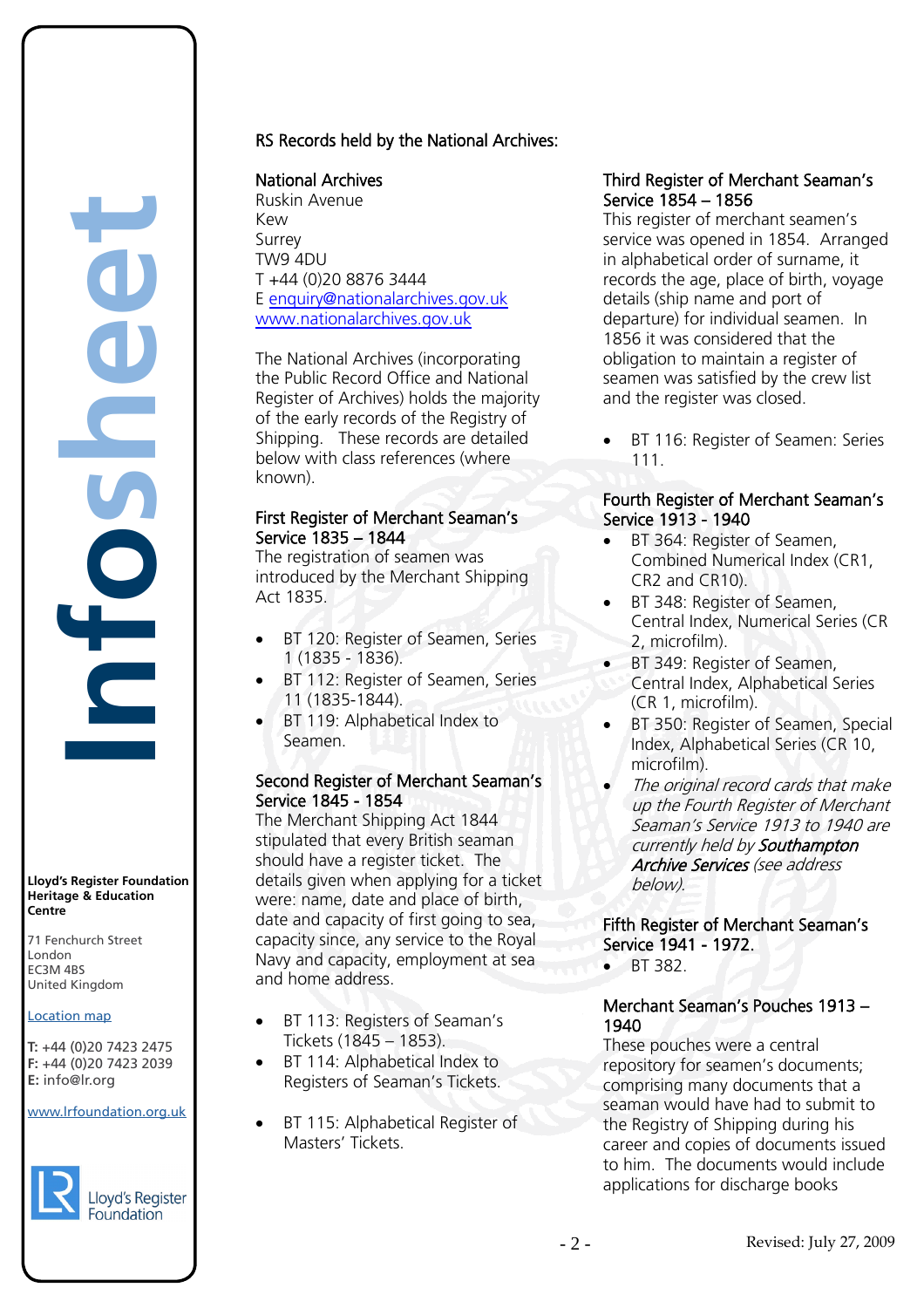## RS Records held by the National Archives:

### National Archives

Ruskin Avenue
Kew
Surrey
TW9 4DU
T +44 (0)20 8876 3444
E enquiry@nationalarchives.gov.uk
www.nationalarchives.gov.uk

The National Archives (incorporating the Public Record Office and National Register of Archives) holds the majority of the early records of the Registry of Shipping. These records are detailed below with class references (where known).

### First Register of Merchant Seaman's Service 1835 – 1844

The registration of seamen was introduced by the Merchant Shipping Act 1835.

- BT 120: Register of Seamen, Series 1 (1835 - 1836).
- BT 112: Register of Seamen, Series 11 (1835-1844).
- BT 119: Alphabetical Index to Seamen.

### Second Register of Merchant Seaman's Service 1845 - 1854

The Merchant Shipping Act 1844 stipulated that every British seaman should have a register ticket. The details given when applying for a ticket were: name, date and place of birth, date and capacity of first going to sea, capacity since, any service to the Royal Navy and capacity, employment at sea and home address.

- BT 113: Registers of Seaman's Tickets (1845 – 1853).
- BT 114: Alphabetical Index to Registers of Seaman's Tickets.
- BT 115: Alphabetical Register of Masters' Tickets.

### Third Register of Merchant Seaman's Service 1854 – 1856

This register of merchant seamen's service was opened in 1854. Arranged in alphabetical order of surname, it records the age, place of birth, voyage details (ship name and port of departure) for individual seamen. In 1856 it was considered that the obligation to maintain a register of seamen was satisfied by the crew list and the register was closed.

- BT 116: Register of Seamen: Series 111.

### Fourth Register of Merchant Seaman's Service 1913 - 1940

- BT 364: Register of Seamen, Combined Numerical Index (CR1, CR2 and CR10).
- BT 348: Register of Seamen, Central Index, Numerical Series (CR 2, microfilm).
- BT 349: Register of Seamen, Central Index, Alphabetical Series (CR 1, microfilm).
- BT 350: Register of Seamen, Special Index, Alphabetical Series (CR 10, microfilm).
- *The original record cards that make up the Fourth Register of Merchant Seaman's Service 1913 to 1940 are currently held by* ***Southampton Archive Services*** *(see address below).*

### Fifth Register of Merchant Seaman's Service 1941 - 1972.

- BT 382.

### Merchant Seaman's Pouches 1913 – 1940

These pouches were a central repository for seamen's documents; comprising many documents that a seaman would have had to submit to the Registry of Shipping during his career and copies of documents issued to him. The documents would include applications for discharge books

**Lloyd's Register Foundation Heritage & Education Centre**

71 Fenchurch Street
London
EC3M 4BS
United Kingdom

Location map

**T:** +44 (0)20 7423 2475
**F:** +44 (0)20 7423 2039
**E:** info@lr.org

www.lrfoundation.org.uk

Revised: July 27, 2009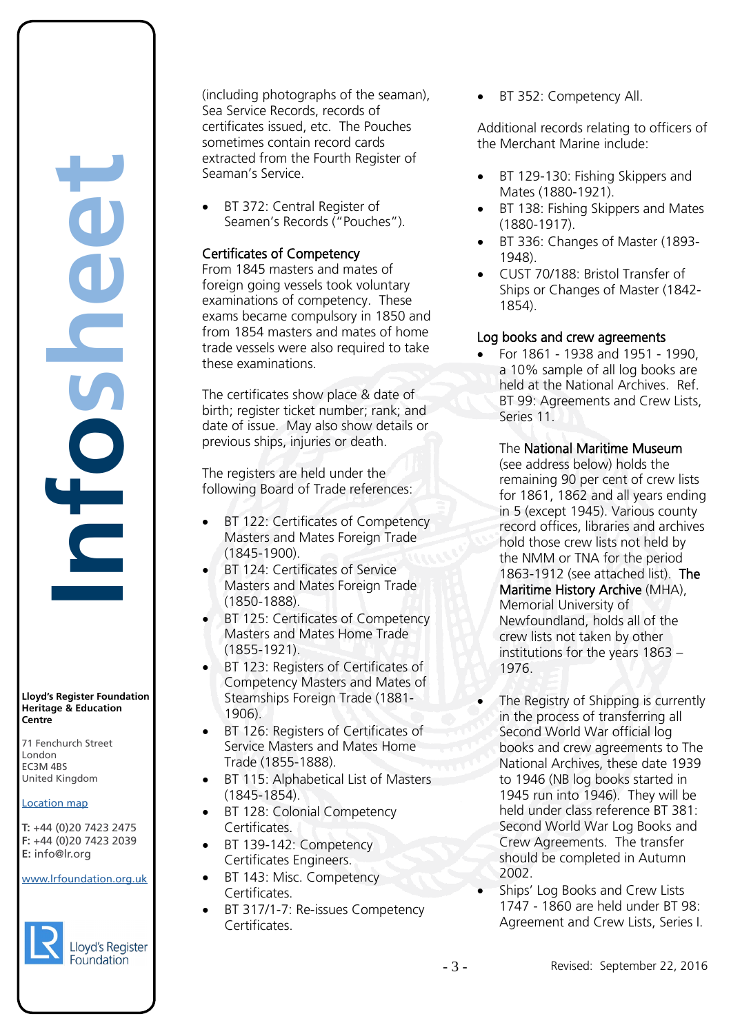(including photographs of the seaman), Sea Service Records, records of certificates issued, etc. The Pouches sometimes contain record cards extracted from the Fourth Register of Seaman's Service.

- BT 372: Central Register of Seamen's Records ("Pouches").

### Certificates of Competency

From 1845 masters and mates of foreign going vessels took voluntary examinations of competency. These exams became compulsory in 1850 and from 1854 masters and mates of home trade vessels were also required to take these examinations.

The certificates show place & date of birth; register ticket number; rank; and date of issue. May also show details or previous ships, injuries or death.

The registers are held under the following Board of Trade references:

- BT 122: Certificates of Competency Masters and Mates Foreign Trade (1845-1900).
- BT 124: Certificates of Service Masters and Mates Foreign Trade (1850-1888).
- BT 125: Certificates of Competency Masters and Mates Home Trade (1855-1921).
- BT 123: Registers of Certificates of Competency Masters and Mates of Steamships Foreign Trade (1881-1906).
- BT 126: Registers of Certificates of Service Masters and Mates Home Trade (1855-1888).
- BT 115: Alphabetical List of Masters (1845-1854).
- BT 128: Colonial Competency Certificates.
- BT 139-142: Competency Certificates Engineers.
- BT 143: Misc. Competency Certificates.
- BT 317/1-7: Re-issues Competency Certificates.
- BT 352: Competency All.

Additional records relating to officers of the Merchant Marine include:

- BT 129-130: Fishing Skippers and Mates (1880-1921).
- BT 138: Fishing Skippers and Mates (1880-1917).
- BT 336: Changes of Master (1893-1948).
- CUST 70/188: Bristol Transfer of Ships or Changes of Master (1842-1854).

### Log books and crew agreements

- For 1861 - 1938 and 1951 - 1990, a 10% sample of all log books are held at the National Archives. Ref. BT 99: Agreements and Crew Lists, Series 11.

  The National Maritime Museum (see address below) holds the remaining 90 per cent of crew lists for 1861, 1862 and all years ending in 5 (except 1945). Various county record offices, libraries and archives hold those crew lists not held by the NMM or TNA for the period 1863-1912 (see attached list). The Maritime History Archive (MHA), Memorial University of Newfoundland, holds all of the crew lists not taken by other institutions for the years 1863 – 1976.

- The Registry of Shipping is currently in the process of transferring all Second World War official log books and crew agreements to The National Archives, these date 1939 to 1946 (NB log books started in 1945 run into 1946). They will be held under class reference BT 381: Second World War Log Books and Crew Agreements. The transfer should be completed in Autumn 2002.
- Ships' Log Books and Crew Lists 1747 - 1860 are held under BT 98: Agreement and Crew Lists, Series I.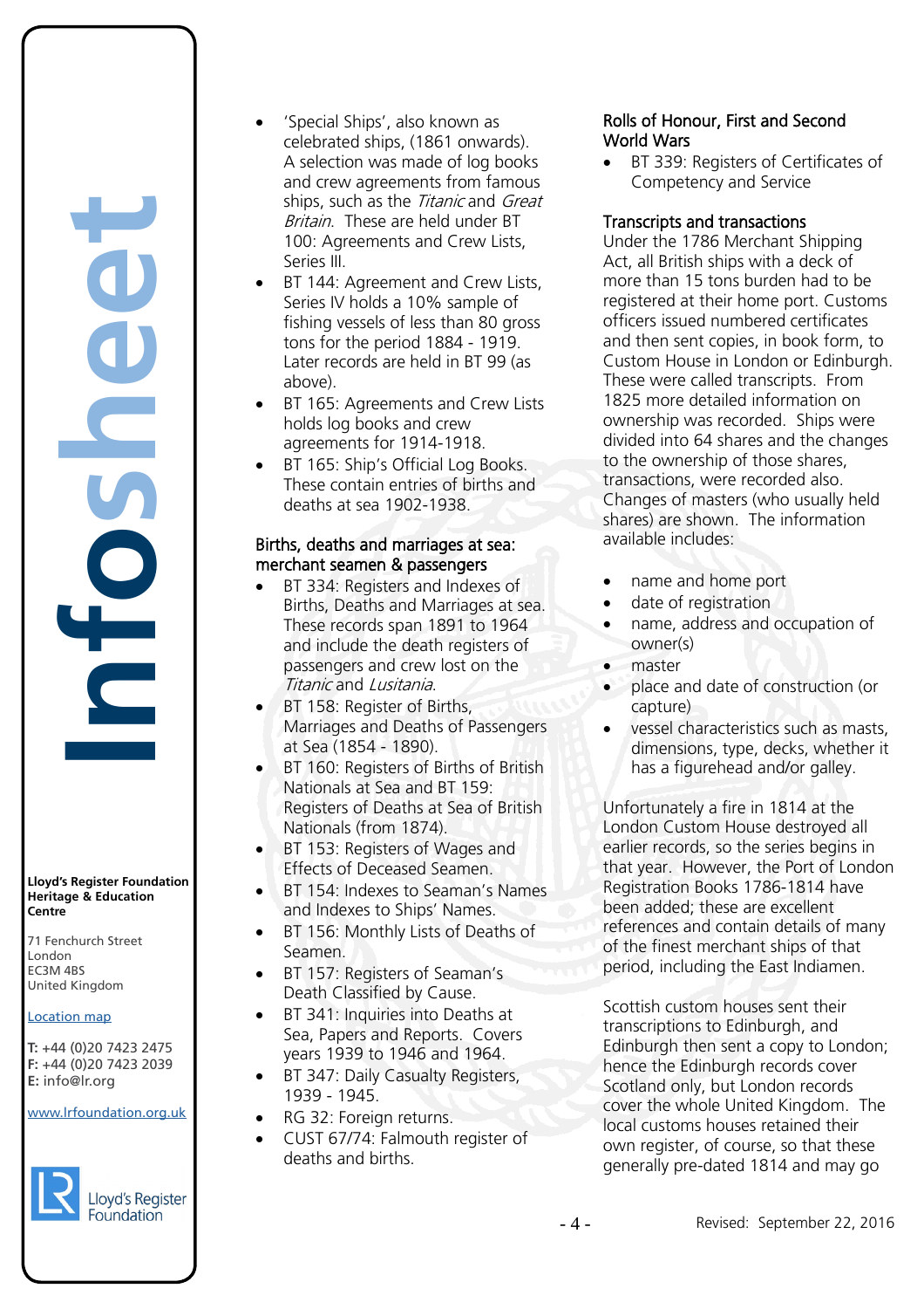- 'Special Ships', also known as celebrated ships, (1861 onwards). A selection was made of log books and crew agreements from famous ships, such as the *Titanic* and *Great Britain*. These are held under BT 100: Agreements and Crew Lists, Series III.
- BT 144: Agreement and Crew Lists, Series IV holds a 10% sample of fishing vessels of less than 80 gross tons for the period 1884 - 1919. Later records are held in BT 99 (as above).
- BT 165: Agreements and Crew Lists holds log books and crew agreements for 1914-1918.
- BT 165: Ship's Official Log Books. These contain entries of births and deaths at sea 1902-1938.

## Births, deaths and marriages at sea: merchant seamen & passengers

- BT 334: Registers and Indexes of Births, Deaths and Marriages at sea. These records span 1891 to 1964 and include the death registers of passengers and crew lost on the *Titanic* and *Lusitania*.
- BT 158: Register of Births, Marriages and Deaths of Passengers at Sea (1854 - 1890).
- BT 160: Registers of Births of British Nationals at Sea and BT 159: Registers of Deaths at Sea of British Nationals (from 1874).
- BT 153: Registers of Wages and Effects of Deceased Seamen.
- BT 154: Indexes to Seaman's Names and Indexes to Ships' Names.
- BT 156: Monthly Lists of Deaths of Seamen.
- BT 157: Registers of Seaman's Death Classified by Cause.
- BT 341: Inquiries into Deaths at Sea, Papers and Reports. Covers years 1939 to 1946 and 1964.
- BT 347: Daily Casualty Registers, 1939 - 1945.
- RG 32: Foreign returns.
- CUST 67/74: Falmouth register of deaths and births.

## Rolls of Honour, First and Second World Wars

- BT 339: Registers of Certificates of Competency and Service

## Transcripts and transactions

Under the 1786 Merchant Shipping Act, all British ships with a deck of more than 15 tons burden had to be registered at their home port. Customs officers issued numbered certificates and then sent copies, in book form, to Custom House in London or Edinburgh. These were called transcripts. From 1825 more detailed information on ownership was recorded. Ships were divided into 64 shares and the changes to the ownership of those shares, transactions, were recorded also. Changes of masters (who usually held shares) are shown. The information available includes:

- name and home port
- date of registration
- name, address and occupation of owner(s)
- master
- place and date of construction (or capture)
- vessel characteristics such as masts, dimensions, type, decks, whether it has a figurehead and/or galley.

Unfortunately a fire in 1814 at the London Custom House destroyed all earlier records, so the series begins in that year. However, the Port of London Registration Books 1786-1814 have been added; these are excellent references and contain details of many of the finest merchant ships of that period, including the East Indiamen.

Scottish custom houses sent their transcriptions to Edinburgh, and Edinburgh then sent a copy to London; hence the Edinburgh records cover Scotland only, but London records cover the whole United Kingdom. The local customs houses retained their own register, of course, so that these generally pre-dated 1814 and may go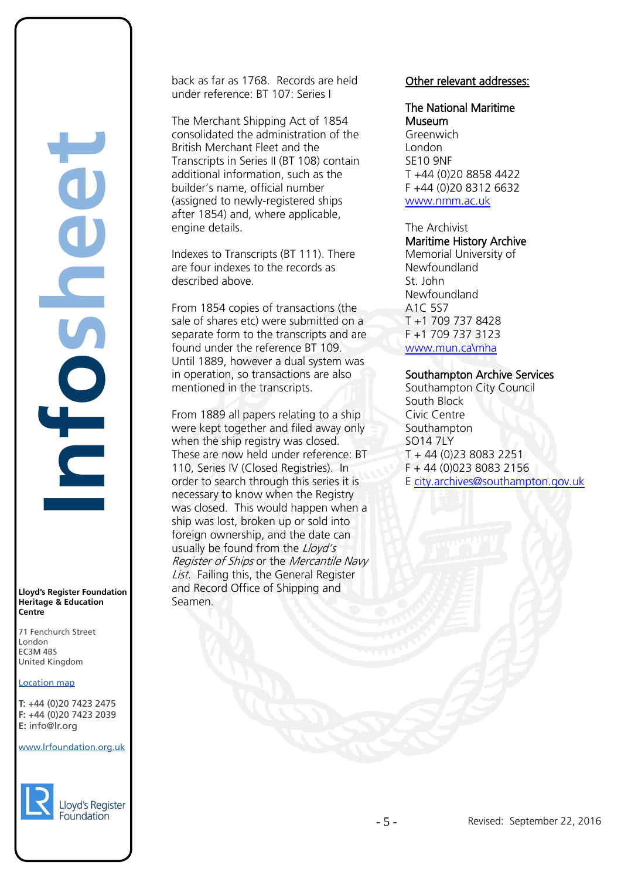back as far as 1768. Records are held under reference: BT 107: Series I

The Merchant Shipping Act of 1854 consolidated the administration of the British Merchant Fleet and the Transcripts in Series II (BT 108) contain additional information, such as the builder's name, official number (assigned to newly-registered ships after 1854) and, where applicable, engine details.

Indexes to Transcripts (BT 111). There are four indexes to the records as described above.

From 1854 copies of transactions (the sale of shares etc) were submitted on a separate form to the transcripts and are found under the reference BT 109. Until 1889, however a dual system was in operation, so transactions are also mentioned in the transcripts.

From 1889 all papers relating to a ship were kept together and filed away only when the ship registry was closed. These are now held under reference: BT 110, Series IV (Closed Registries). In order to search through this series it is necessary to know when the Registry was closed. This would happen when a ship was lost, broken up or sold into foreign ownership, and the date can usually be found from the *Lloyd's Register of Ships* or the *Mercantile Navy List*. Failing this, the General Register and Record Office of Shipping and Seamen.

## Other relevant addresses:

**The National Maritime Museum**
Greenwich
London
SE10 9NF
T +44 (0)20 8858 4422
F +44 (0)20 8312 6632
[www.nmm.ac.uk](www.nmm.ac.uk)

The Archivist
**Maritime History Archive**
Memorial University of Newfoundland
St. John
Newfoundland
A1C 5S7
T +1 709 737 8428
F +1 709 737 3123
[www.mun.ca\mha](www.mun.ca\mha)

**Southampton Archive Services**
Southampton City Council
South Block
Civic Centre
Southampton
SO14 7LY
T + 44 (0)23 8083 2251
F + 44 (0)023 8083 2156
E [city.archives@southampton.gov.uk](mailto:city.archives@southampton.gov.uk)

---

Infosheet

**Lloyd's Register Foundation Heritage & Education Centre**

71 Fenchurch Street
London
EC3M 4BS
United Kingdom

Location map

**T:** +44 (0)20 7423 2475
**F:** +44 (0)20 7423 2039
**E:** info@lr.org

[www.lrfoundation.org.uk](www.lrfoundation.org.uk)

Lloyd's Register Foundation

Revised: September 22, 2016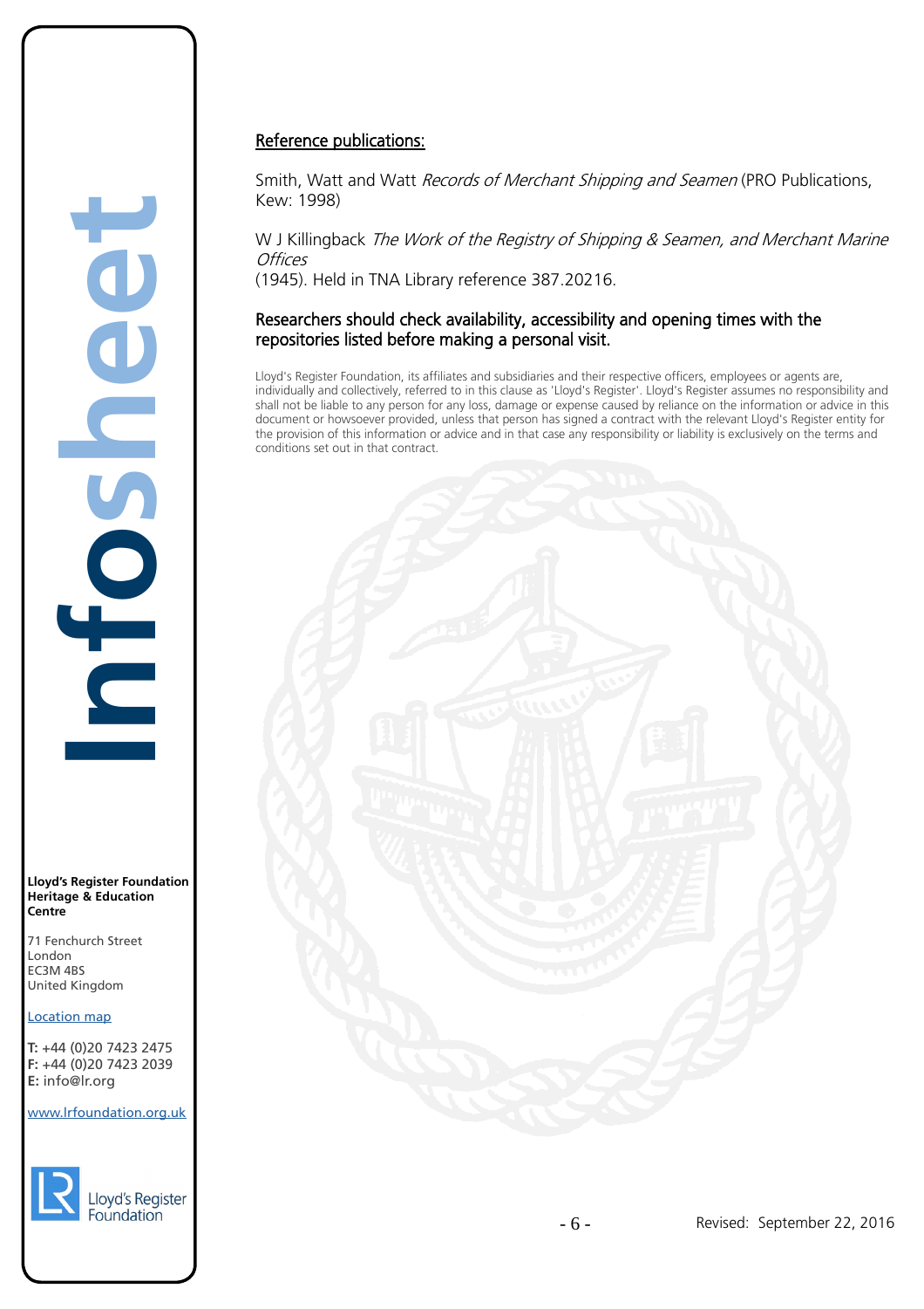## Reference publications:

Smith, Watt and Watt *Records of Merchant Shipping and Seamen* (PRO Publications, Kew: 1998)

W J Killingback *The Work of the Registry of Shipping & Seamen, and Merchant Marine Offices*
(1945). Held in TNA Library reference 387.20216.

### Researchers should check availability, accessibility and opening times with the repositories listed before making a personal visit.

Lloyd's Register Foundation, its affiliates and subsidiaries and their respective officers, employees or agents are, individually and collectively, referred to in this clause as 'Lloyd's Register'. Lloyd's Register assumes no responsibility and shall not be liable to any person for any loss, damage or expense caused by reliance on the information or advice in this document or howsoever provided, unless that person has signed a contract with the relevant Lloyd's Register entity for the provision of this information or advice and in that case any responsibility or liability is exclusively on the terms and conditions set out in that contract.

Infosheet

**Lloyd's Register Foundation Heritage & Education Centre**

71 Fenchurch Street
London
EC3M 4BS
United Kingdom

Location map

**T:** +44 (0)20 7423 2475
**F:** +44 (0)20 7423 2039
**E:** info@lr.org

www.lrfoundation.org.uk

Lloyd's Register Foundation

Revised: September 22, 2016